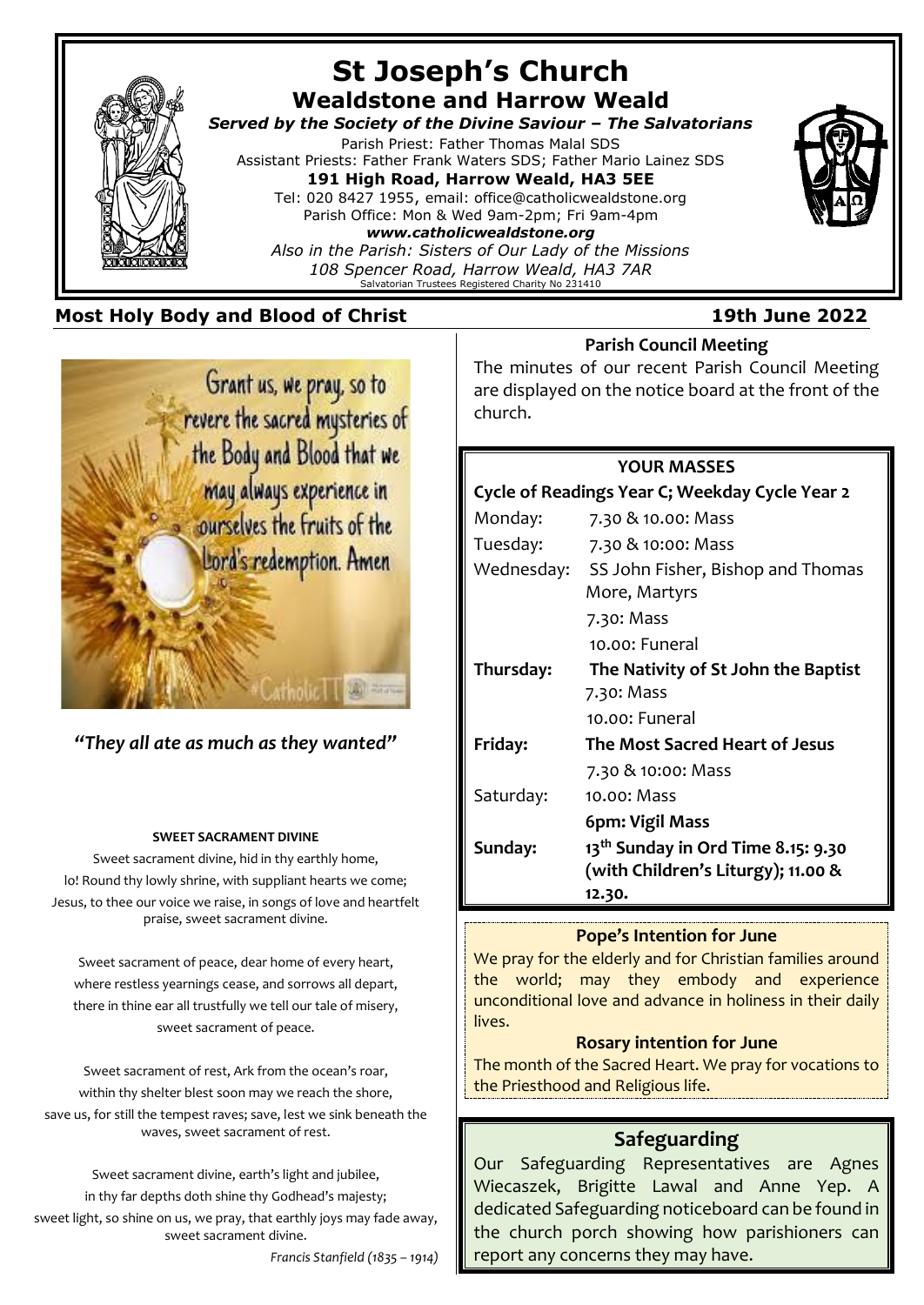# St Joseph's Church

## Wealdstone and Harrow Weald

***Served by the Society of the Divine Saviour – The Salvatorians***

Parish Priest: Father Thomas Malal SDS
Assistant Priests: Father Frank Waters SDS; Father Mario Lainez SDS

**191 High Road, Harrow Weald, HA3 5EE**

Tel: 020 8427 1955, email: office@catholicwealdstone.org
Parish Office: Mon & Wed 9am-2pm; Fri 9am-4pm

***www.catholicwealdstone.org***

*Also in the Parish: Sisters of Our Lady of the Missions*
*108 Spencer Road, Harrow Weald, HA3 7AR*

Salvatorian Trustees Registered Charity No 231410

**Most Holy Body and Blood of Christ** — **19th June 2022**

Grant us, we pray, so to revere the sacred mysteries of the Body and Blood that we may always experience in ourselves the fruits of the Lord's redemption. Amen

*"They all ate as much as they wanted"*

**SWEET SACRAMENT DIVINE**

Sweet sacrament divine, hid in thy earthly home,
lo! Round thy lowly shrine, with suppliant hearts we come;
Jesus, to thee our voice we raise, in songs of love and heartfelt praise, sweet sacrament divine.

Sweet sacrament of peace, dear home of every heart,
where restless yearnings cease, and sorrows all depart,
there in thine ear all trustfully we tell our tale of misery,
sweet sacrament of peace.

Sweet sacrament of rest, Ark from the ocean's roar,
within thy shelter blest soon may we reach the shore,
save us, for still the tempest raves; save, lest we sink beneath the waves, sweet sacrament of rest.

Sweet sacrament divine, earth's light and jubilee,
in thy far depths doth shine thy Godhead's majesty;
sweet light, so shine on us, we pray, that earthly joys may fade away,
sweet sacrament divine.

*Francis Stanfield (1835 – 1914)*

**Parish Council Meeting**

The minutes of our recent Parish Council Meeting are displayed on the notice board at the front of the church.

**YOUR MASSES**

**Cycle of Readings Year C; Weekday Cycle Year 2**

| | |
|---|---|
| Monday: | 7.30 & 10.00: Mass |
| Tuesday: | 7.30 & 10:00: Mass |
| Wednesday: | SS John Fisher, Bishop and Thomas More, Martyrs<br>7.30: Mass<br>10.00: Funeral |
| **Thursday:** | **The Nativity of St John the Baptist**<br>7.30: Mass<br>10.00: Funeral |
| **Friday:** | **The Most Sacred Heart of Jesus**<br>7.30 & 10:00: Mass |
| Saturday: | 10.00: Mass<br>**6pm: Vigil Mass** |
| **Sunday:** | **13th Sunday in Ord Time 8.15: 9.30 (with Children's Liturgy); 11.00 & 12.30.** |

**Pope's Intention for June**

We pray for the elderly and for Christian families around the world; may they embody and experience unconditional love and advance in holiness in their daily lives.

**Rosary intention for June**

The month of the Sacred Heart. We pray for vocations to the Priesthood and Religious life.

## Safeguarding

Our Safeguarding Representatives are Agnes Wieczaszek, Brigitte Lawal and Anne Yep. A dedicated Safeguarding noticeboard can be found in the church porch showing how parishioners can report any concerns they may have.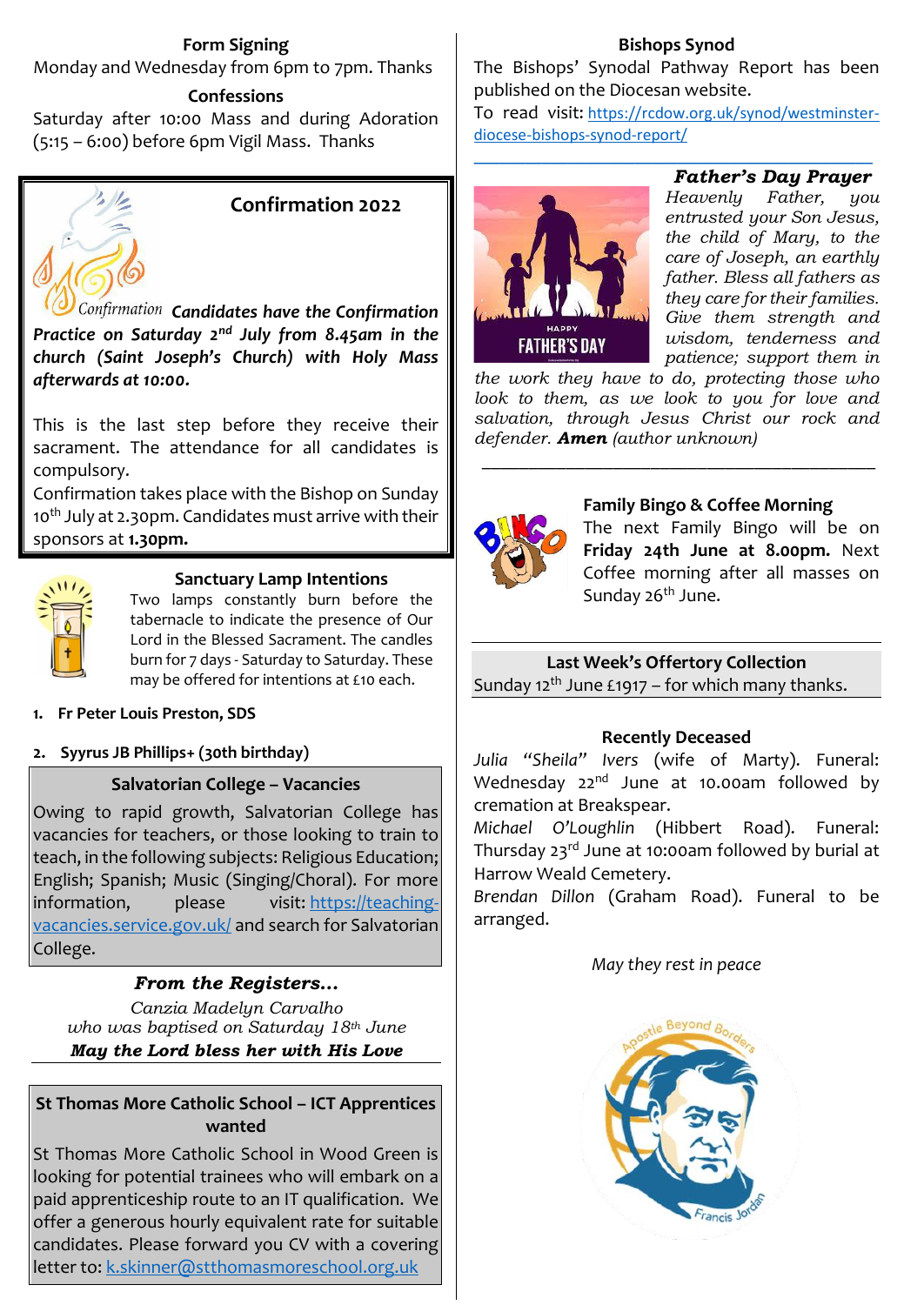## Form Signing

Monday and Wednesday from 6pm to 7pm. Thanks

## Confessions

Saturday after 10:00 Mass and during Adoration (5:15 – 6:00) before 6pm Vigil Mass. Thanks

## Confirmation 2022

***Candidates have the Confirmation Practice on Saturday 2nd July from 8.45am in the church (Saint Joseph's Church) with Holy Mass afterwards at 10:00.***

This is the last step before they receive their sacrament. The attendance for all candidates is compulsory.

Confirmation takes place with the Bishop on Sunday 10th July at 2.30pm. Candidates must arrive with their sponsors at **1.30pm.**

## Sanctuary Lamp Intentions

Two lamps constantly burn before the tabernacle to indicate the presence of Our Lord in the Blessed Sacrament. The candles burn for 7 days - Saturday to Saturday. These may be offered for intentions at £10 each.

1. **Fr Peter Louis Preston, SDS**
2. **Syyrus JB Phillips+ (30th birthday)**

## Salvatorian College – Vacancies

Owing to rapid growth, Salvatorian College has vacancies for teachers, or those looking to train to teach, in the following subjects: Religious Education; English; Spanish; Music (Singing/Choral). For more information, please visit: https://teaching-vacancies.service.gov.uk/ and search for Salvatorian College.

## *From the Registers...*

*Canzia Madelyn Carvalho*
*who was baptised on Saturday 18th June*
***May the Lord bless her with His Love***

## St Thomas More Catholic School – ICT Apprentices wanted

St Thomas More Catholic School in Wood Green is looking for potential trainees who will embark on a paid apprenticeship route to an IT qualification. We offer a generous hourly equivalent rate for suitable candidates. Please forward you CV with a covering letter to: k.skinner@stthomasmoreschool.org.uk

## Bishops Synod

The Bishops' Synodal Pathway Report has been published on the Diocesan website.
To read visit: https://rcdow.org.uk/synod/westminster-diocese-bishops-synod-report/

## *Father's Day Prayer*

*Heavenly Father, you entrusted your Son Jesus, the child of Mary, to the care of Joseph, an earthly father. Bless all fathers as they care for their families. Give them strength and wisdom, tenderness and patience; support them in the work they have to do, protecting those who look to them, as we look to you for love and salvation, through Jesus Christ our rock and defender.* ***Amen*** *(author unknown)*

## Family Bingo & Coffee Morning

The next Family Bingo will be on **Friday 24th June at 8.00pm.** Next Coffee morning after all masses on Sunday 26th June.

## Last Week's Offertory Collection

Sunday 12th June £1917 – for which many thanks.

## Recently Deceased

*Julia "Sheila" Ivers* (wife of Marty). Funeral: Wednesday 22nd June at 10.00am followed by cremation at Breakspear.

*Michael O'Loughlin* (Hibbert Road). Funeral: Thursday 23rd June at 10:00am followed by burial at Harrow Weald Cemetery.

*Brendan Dillon* (Graham Road). Funeral to be arranged.

*May they rest in peace*